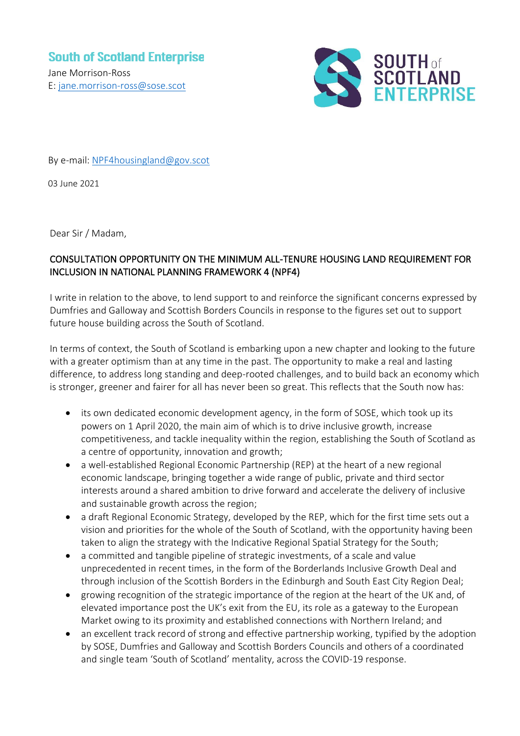**South of Scotland Enterprise**

Jane Morrison-Ross
E: jane.morrison-ross@sose.scot

SOUTH of SCOTLAND ENTERPRISE

By e-mail: NPF4housingland@gov.scot

03 June 2021

Dear Sir / Madam,

CONSULTATION OPPORTUNITY ON THE MINIMUM ALL-TENURE HOUSING LAND REQUIREMENT FOR INCLUSION IN NATIONAL PLANNING FRAMEWORK 4 (NPF4)

I write in relation to the above, to lend support to and reinforce the significant concerns expressed by Dumfries and Galloway and Scottish Borders Councils in response to the figures set out to support future house building across the South of Scotland.

In terms of context, the South of Scotland is embarking upon a new chapter and looking to the future with a greater optimism than at any time in the past. The opportunity to make a real and lasting difference, to address long standing and deep-rooted challenges, and to build back an economy which is stronger, greener and fairer for all has never been so great. This reflects that the South now has:

- its own dedicated economic development agency, in the form of SOSE, which took up its powers on 1 April 2020, the main aim of which is to drive inclusive growth, increase competitiveness, and tackle inequality within the region, establishing the South of Scotland as a centre of opportunity, innovation and growth;
- a well-established Regional Economic Partnership (REP) at the heart of a new regional economic landscape, bringing together a wide range of public, private and third sector interests around a shared ambition to drive forward and accelerate the delivery of inclusive and sustainable growth across the region;
- a draft Regional Economic Strategy, developed by the REP, which for the first time sets out a vision and priorities for the whole of the South of Scotland, with the opportunity having been taken to align the strategy with the Indicative Regional Spatial Strategy for the South;
- a committed and tangible pipeline of strategic investments, of a scale and value unprecedented in recent times, in the form of the Borderlands Inclusive Growth Deal and through inclusion of the Scottish Borders in the Edinburgh and South East City Region Deal;
- growing recognition of the strategic importance of the region at the heart of the UK and, of elevated importance post the UK's exit from the EU, its role as a gateway to the European Market owing to its proximity and established connections with Northern Ireland; and
- an excellent track record of strong and effective partnership working, typified by the adoption by SOSE, Dumfries and Galloway and Scottish Borders Councils and others of a coordinated and single team 'South of Scotland' mentality, across the COVID-19 response.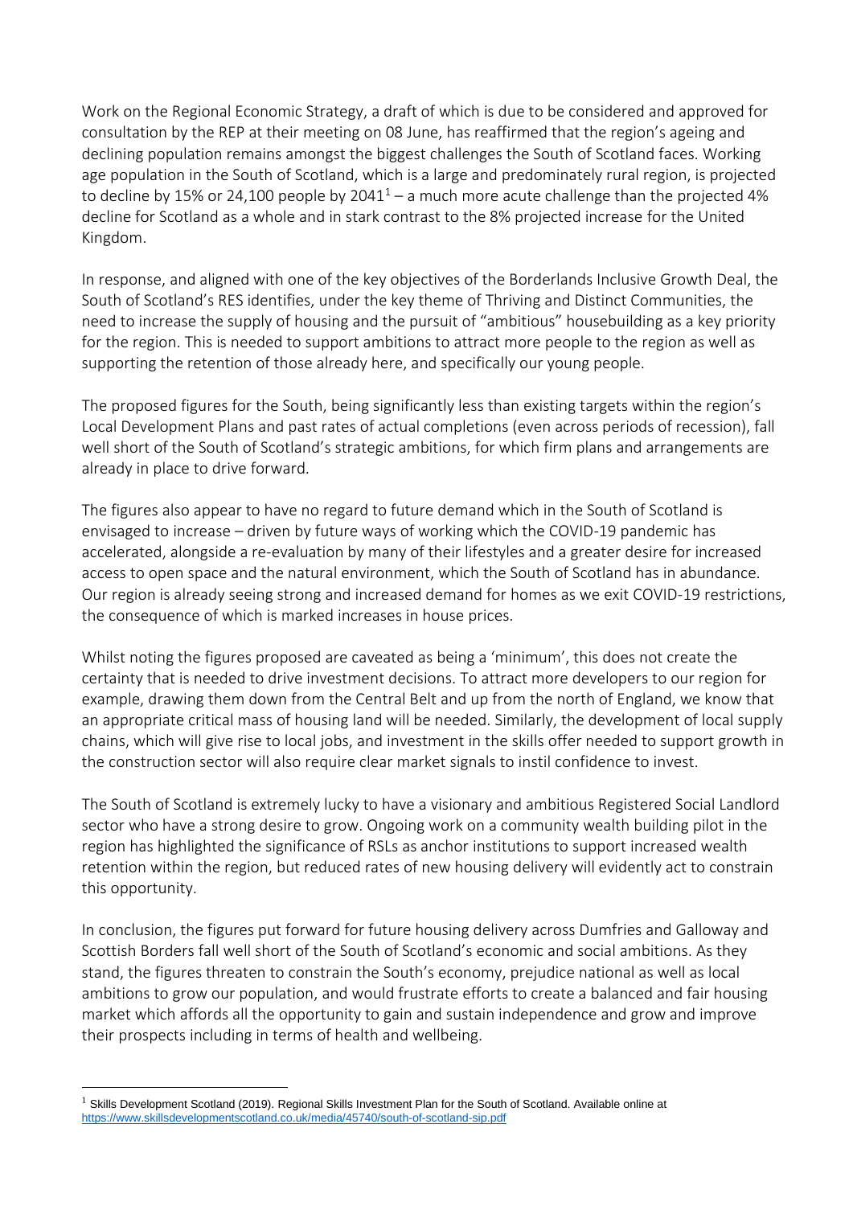Work on the Regional Economic Strategy, a draft of which is due to be considered and approved for consultation by the REP at their meeting on 08 June, has reaffirmed that the region's ageing and declining population remains amongst the biggest challenges the South of Scotland faces. Working age population in the South of Scotland, which is a large and predominately rural region, is projected to decline by 15% or 24,100 people by 2041[1] – a much more acute challenge than the projected 4% decline for Scotland as a whole and in stark contrast to the 8% projected increase for the United Kingdom.

In response, and aligned with one of the key objectives of the Borderlands Inclusive Growth Deal, the South of Scotland's RES identifies, under the key theme of Thriving and Distinct Communities, the need to increase the supply of housing and the pursuit of "ambitious" housebuilding as a key priority for the region. This is needed to support ambitions to attract more people to the region as well as supporting the retention of those already here, and specifically our young people.

The proposed figures for the South, being significantly less than existing targets within the region's Local Development Plans and past rates of actual completions (even across periods of recession), fall well short of the South of Scotland's strategic ambitions, for which firm plans and arrangements are already in place to drive forward.

The figures also appear to have no regard to future demand which in the South of Scotland is envisaged to increase – driven by future ways of working which the COVID-19 pandemic has accelerated, alongside a re-evaluation by many of their lifestyles and a greater desire for increased access to open space and the natural environment, which the South of Scotland has in abundance. Our region is already seeing strong and increased demand for homes as we exit COVID-19 restrictions, the consequence of which is marked increases in house prices.

Whilst noting the figures proposed are caveated as being a 'minimum', this does not create the certainty that is needed to drive investment decisions. To attract more developers to our region for example, drawing them down from the Central Belt and up from the north of England, we know that an appropriate critical mass of housing land will be needed. Similarly, the development of local supply chains, which will give rise to local jobs, and investment in the skills offer needed to support growth in the construction sector will also require clear market signals to instil confidence to invest.

The South of Scotland is extremely lucky to have a visionary and ambitious Registered Social Landlord sector who have a strong desire to grow. Ongoing work on a community wealth building pilot in the region has highlighted the significance of RSLs as anchor institutions to support increased wealth retention within the region, but reduced rates of new housing delivery will evidently act to constrain this opportunity.

In conclusion, the figures put forward for future housing delivery across Dumfries and Galloway and Scottish Borders fall well short of the South of Scotland's economic and social ambitions. As they stand, the figures threaten to constrain the South's economy, prejudice national as well as local ambitions to grow our population, and would frustrate efforts to create a balanced and fair housing market which affords all the opportunity to gain and sustain independence and grow and improve their prospects including in terms of health and wellbeing.

---

[1] Skills Development Scotland (2019). Regional Skills Investment Plan for the South of Scotland. Available online at https://www.skillsdevelopmentscotland.co.uk/media/45740/south-of-scotland-sip.pdf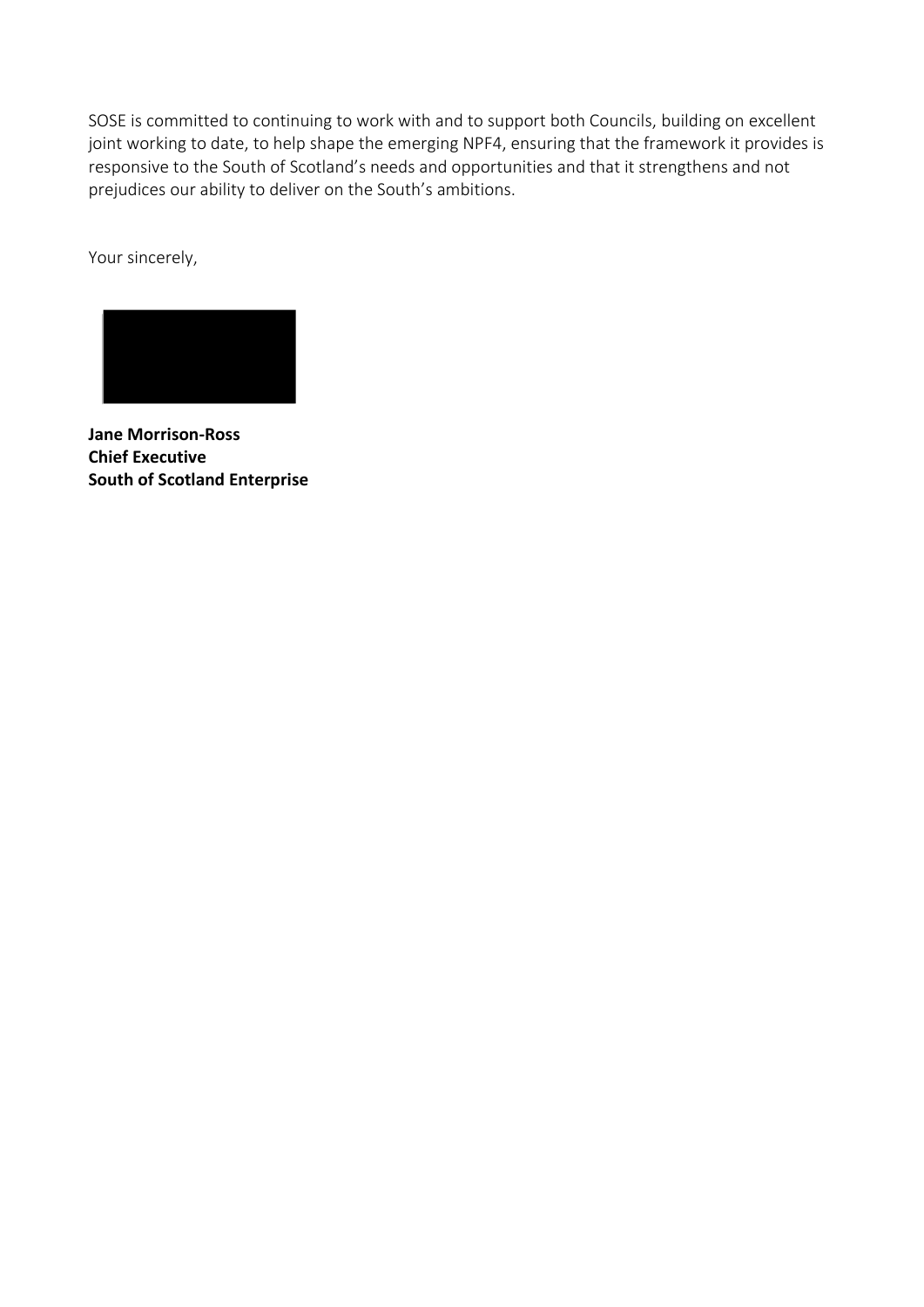SOSE is committed to continuing to work with and to support both Councils, building on excellent joint working to date, to help shape the emerging NPF4, ensuring that the framework it provides is responsive to the South of Scotland's needs and opportunities and that it strengthens and not prejudices our ability to deliver on the South's ambitions.

Your sincerely,

**Jane Morrison-Ross**
**Chief Executive**
**South of Scotland Enterprise**